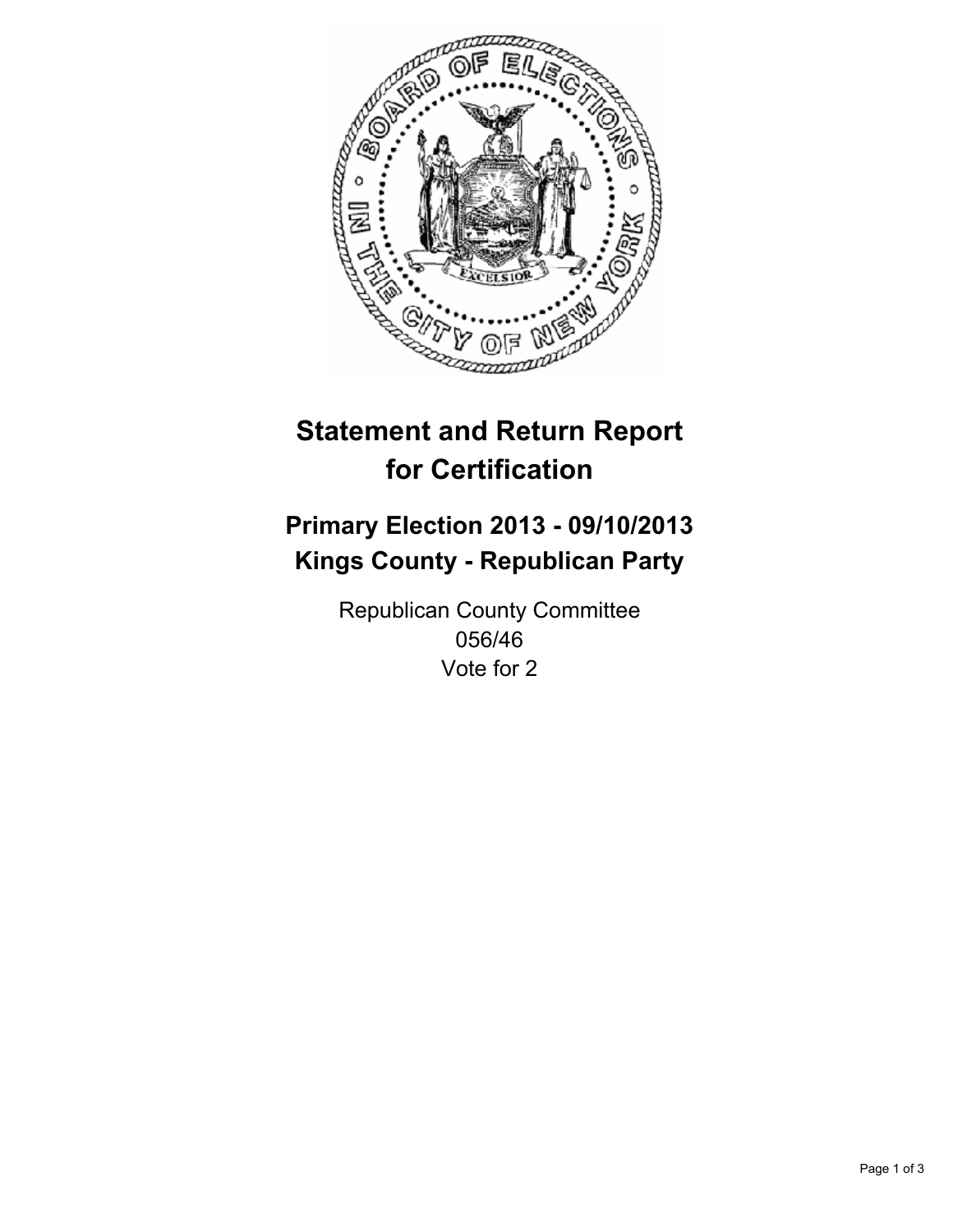# Statement and Return Report for Certification

## Primary Election 2013 - 09/10/2013
## Kings County - Republican Party

Republican County Committee
056/46
Vote for 2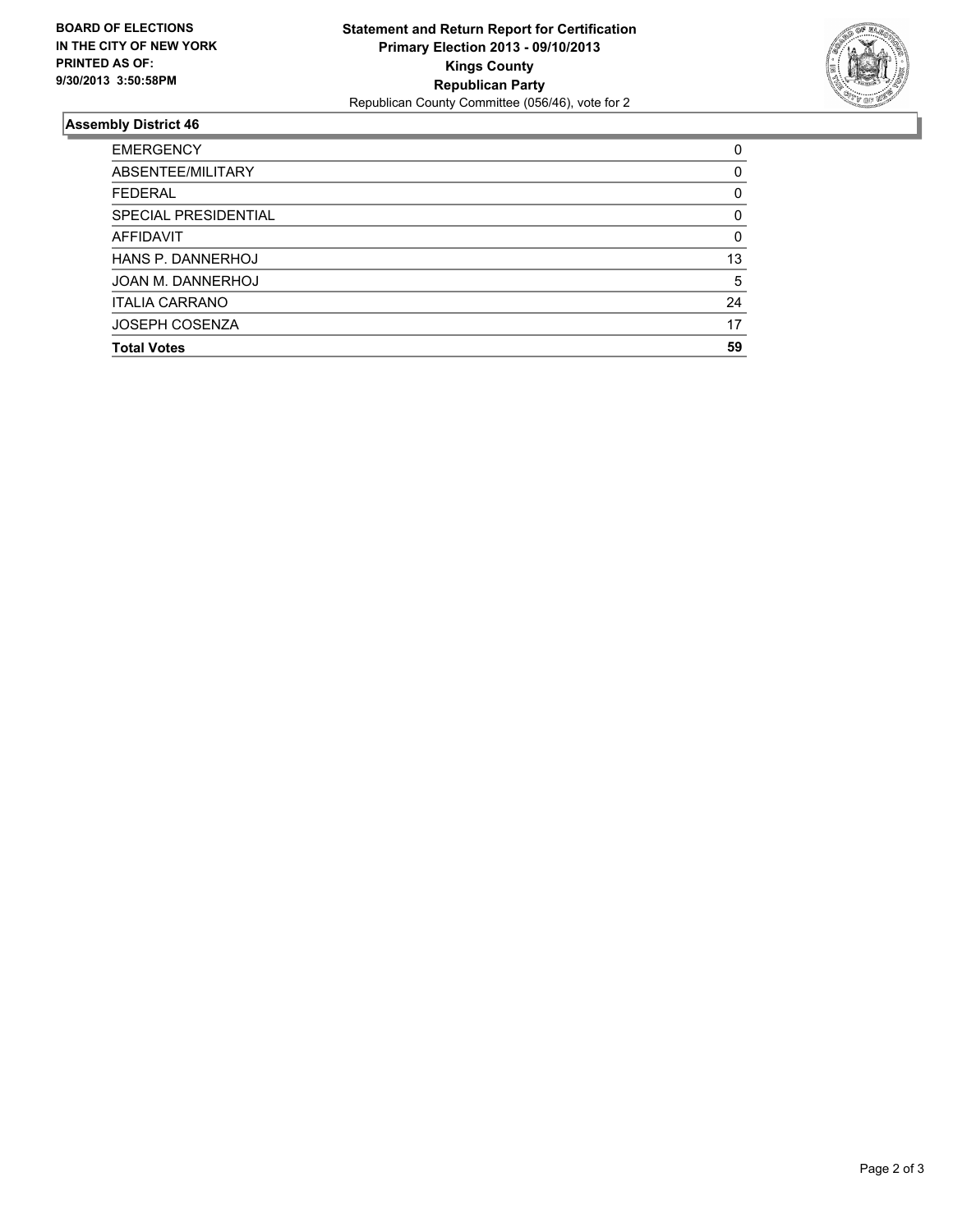**BOARD OF ELECTIONS IN THE CITY OF NEW YORK PRINTED AS OF: 9/30/2013 3:50:58PM**

**Statement and Return Report for Certification**
**Primary Election 2013 - 09/10/2013**
**Kings County**
**Republican Party**
Republican County Committee (056/46), vote for 2

### Assembly District 46

| | |
|---|---|
| EMERGENCY | 0 |
| ABSENTEE/MILITARY | 0 |
| FEDERAL | 0 |
| SPECIAL PRESIDENTIAL | 0 |
| AFFIDAVIT | 0 |
| HANS P. DANNERHOJ | 13 |
| JOAN M. DANNERHOJ | 5 |
| ITALIA CARRANO | 24 |
| JOSEPH COSENZA | 17 |
| **Total Votes** | **59** |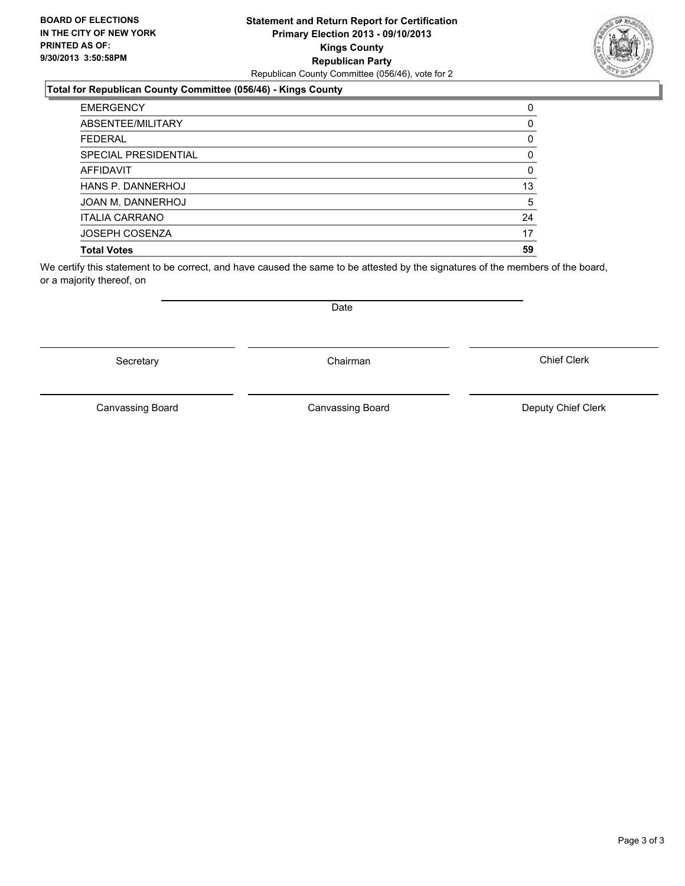**BOARD OF ELECTIONS IN THE CITY OF NEW YORK PRINTED AS OF: 9/30/2013 3:50:58PM**

**Statement and Return Report for Certification**
**Primary Election 2013 - 09/10/2013**
**Kings County**
**Republican Party**
Republican County Committee (056/46), vote for 2

### Total for Republican County Committee (056/46) - Kings County

| | |
|---|---|
| EMERGENCY | 0 |
| ABSENTEE/MILITARY | 0 |
| FEDERAL | 0 |
| SPECIAL PRESIDENTIAL | 0 |
| AFFIDAVIT | 0 |
| HANS P. DANNERHOJ | 13 |
| JOAN M. DANNERHOJ | 5 |
| ITALIA CARRANO | 24 |
| JOSEPH COSENZA | 17 |
| **Total Votes** | **59** |

We certify this statement to be correct, and have caused the same to be attested by the signatures of the members of the board, or a majority thereof, on

Date

Secretary | Chairman | Chief Clerk

Canvassing Board | Canvassing Board | Deputy Chief Clerk